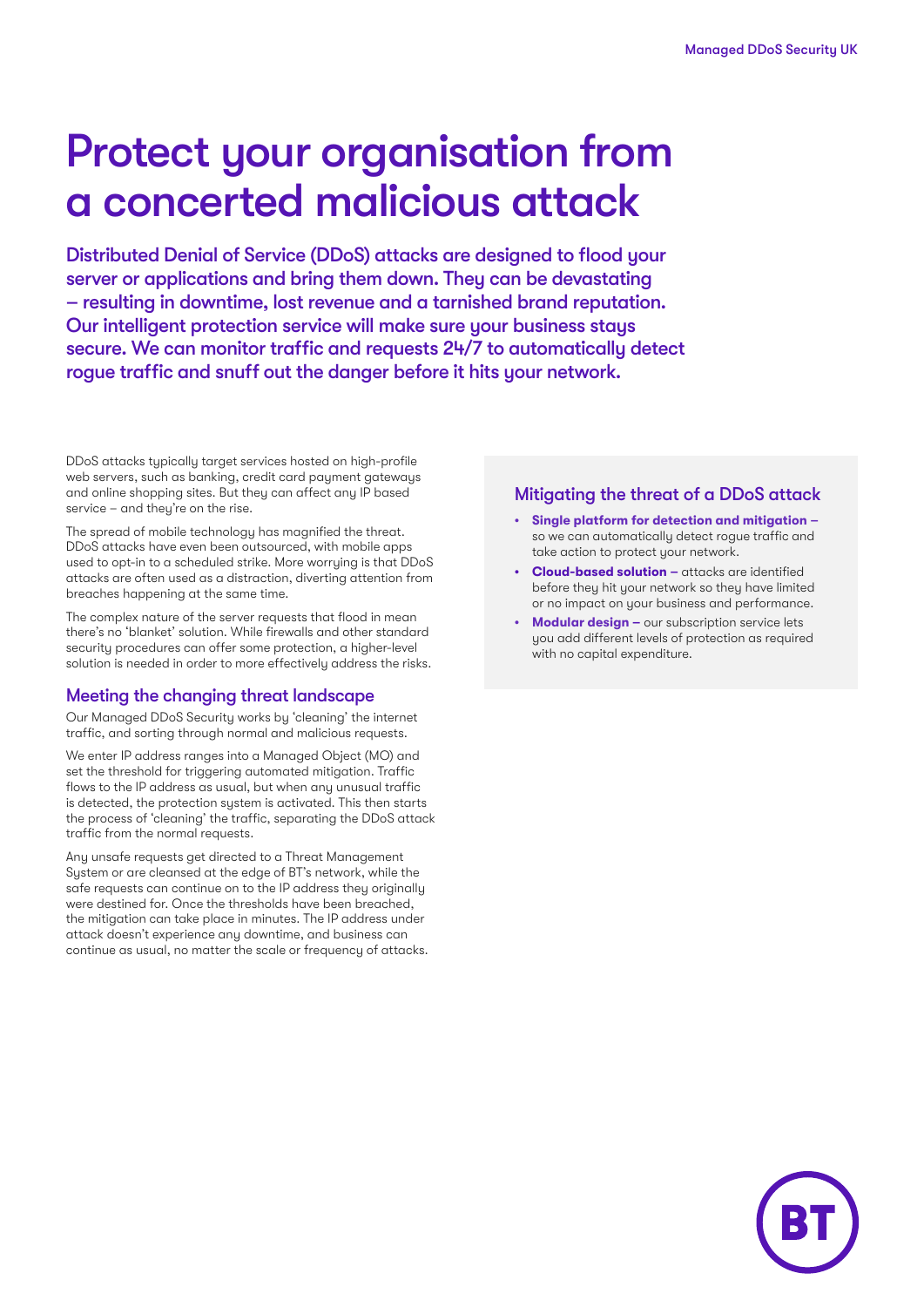# Protect your organisation from a concerted malicious attack

**Distributed Denial of Service (DDoS) attacks are designed to flood your server or applications and bring them down. They can be devastating – resulting in downtime, lost revenue and a tarnished brand reputation. Our intelligent protection service will make sure your business stays secure. We can monitor traffic and requests 24/7 to automatically detect rogue traffic and snuff out the danger before it hits your network.**

DDoS attacks typically target services hosted on high-profile web servers, such as banking, credit card payment gateways and online shopping sites. But they can affect any IP based service – and they're on the rise.

The spread of mobile technology has magnified the threat. DDoS attacks have even been outsourced, with mobile apps used to opt-in to a scheduled strike. More worrying is that DDoS attacks are often used as a distraction, diverting attention from breaches happening at the same time.

The complex nature of the server requests that flood in mean there's no 'blanket' solution. While firewalls and other standard security procedures can offer some protection, a higher-level solution is needed in order to more effectively address the risks.

## Meeting the changing threat landscape

Our Managed DDoS Security works by 'cleaning' the internet traffic, and sorting through normal and malicious requests.

We enter IP address ranges into a Managed Object (MO) and set the threshold for triggering automated mitigation. Traffic flows to the IP address as usual, but when any unusual traffic is detected, the protection system is activated. This then starts the process of 'cleaning' the traffic, separating the DDoS attack traffic from the normal requests.

Any unsafe requests get directed to a Threat Management System or are cleansed at the edge of BT's network, while the safe requests can continue on to the IP address they originally were destined for. Once the thresholds have been breached, the mitigation can take place in minutes. The IP address under attack doesn't experience any downtime, and business can continue as usual, no matter the scale or frequency of attacks.

## Mitigating the threat of a DDoS attack

- **Single platform for detection and mitigation –** so we can automatically detect rogue traffic and take action to protect your network.
- **Cloud-based solution –** attacks are identified before they hit your network so they have limited or no impact on your business and performance.
- **Modular design –** our subscription service lets you add different levels of protection as required with no capital expenditure.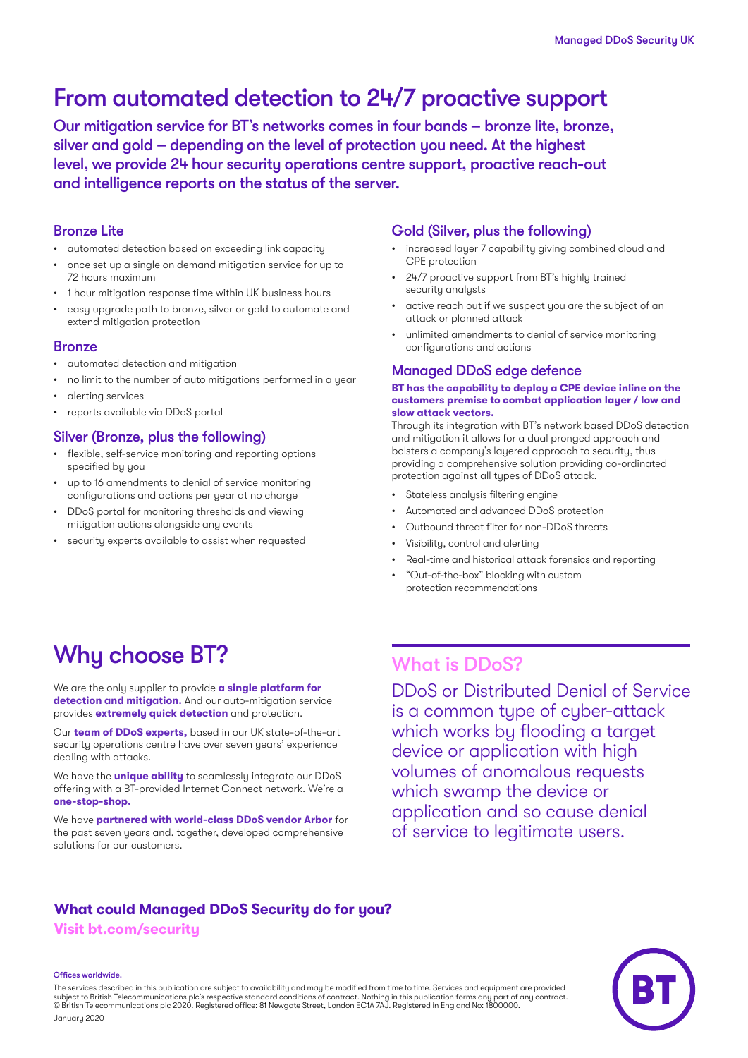# From automated detection to 24/7 proactive support

Our mitigation service for BT's networks comes in four bands – bronze lite, bronze, silver and gold – depending on the level of protection you need. At the highest level, we provide 24 hour security operations centre support, proactive reach-out and intelligence reports on the status of the server.

## Bronze Lite

- automated detection based on exceeding link capacity
- once set up a single on demand mitigation service for up to 72 hours maximum
- 1 hour mitigation response time within UK business hours
- easy upgrade path to bronze, silver or gold to automate and extend mitigation protection

## Bronze

- automated detection and mitigation
- no limit to the number of auto mitigations performed in a year
- alerting services
- reports available via DDoS portal

## Silver (Bronze, plus the following)

- flexible, self-service monitoring and reporting options specified by you
- up to 16 amendments to denial of service monitoring configurations and actions per year at no charge
- DDoS portal for monitoring thresholds and viewing mitigation actions alongside any events
- security experts available to assist when requested

## Gold (Silver, plus the following)

- increased layer 7 capability giving combined cloud and CPE protection
- 24/7 proactive support from BT's highly trained security analysts
- active reach out if we suspect you are the subject of an attack or planned attack
- unlimited amendments to denial of service monitoring configurations and actions

## Managed DDoS edge defence

**BT has the capability to deploy a CPE device inline on the customers premise to combat application layer / low and slow attack vectors.**

Through its integration with BT's network based DDoS detection and mitigation it allows for a dual pronged approach and bolsters a company's layered approach to security, thus providing a comprehensive solution providing co-ordinated protection against all types of DDoS attack.

- Stateless analysis filtering engine
- Automated and advanced DDoS protection
- Outbound threat filter for non-DDoS threats
- Visibility, control and alerting
- Real-time and historical attack forensics and reporting
- "Out-of-the-box" blocking with custom protection recommendations

# Why choose BT?

We are the only supplier to provide **a single platform for detection and mitigation.** And our auto-mitigation service provides **extremely quick detection** and protection.

Our **team of DDoS experts,** based in our UK state-of-the-art security operations centre have over seven years' experience dealing with attacks.

We have the **unique ability** to seamlessly integrate our DDoS offering with a BT-provided Internet Connect network. We're a **one-stop-shop.**

We have **partnered with world-class DDoS vendor Arbor** for the past seven years and, together, developed comprehensive solutions for our customers.

## What is DDoS?

DDoS or Distributed Denial of Service is a common type of cyber-attack which works by flooding a target device or application with high volumes of anomalous requests which swamp the device or application and so cause denial of service to legitimate users.

**What could Managed DDoS Security do for you?**

**Visit bt.com/security**

Offices worldwide.

The services described in this publication are subject to availability and may be modified from time to time. Services and equipment are provided subject to British Telecommunications plc's respective standard conditions of contract. Nothing in this publication forms any part of any contract. © British Telecommunications plc 2020. Registered office: 81 Newgate Street, London EC1A 7AJ. Registered in England No: 1800000.

January 2020